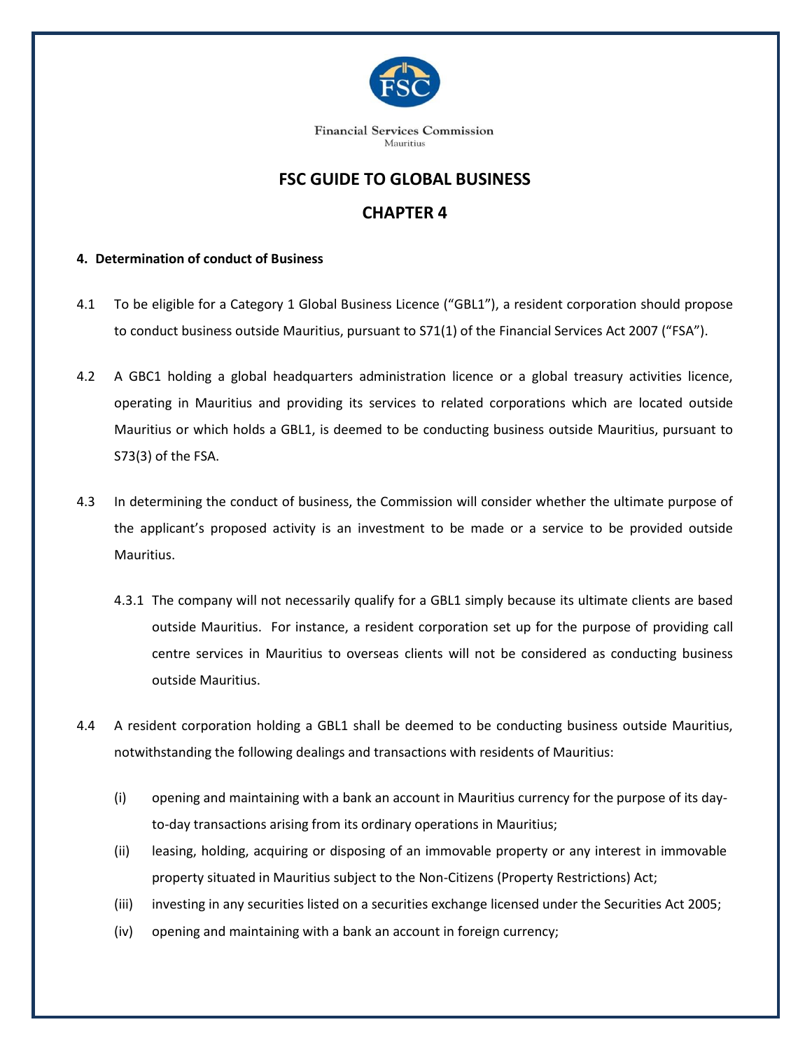Financial Services Commission
Mauritius

# FSC GUIDE TO GLOBAL BUSINESS

## CHAPTER 4

**4. Determination of conduct of Business**

4.1 To be eligible for a Category 1 Global Business Licence ("GBL1"), a resident corporation should propose to conduct business outside Mauritius, pursuant to S71(1) of the Financial Services Act 2007 ("FSA").

4.2 A GBC1 holding a global headquarters administration licence or a global treasury activities licence, operating in Mauritius and providing its services to related corporations which are located outside Mauritius or which holds a GBL1, is deemed to be conducting business outside Mauritius, pursuant to S73(3) of the FSA.

4.3 In determining the conduct of business, the Commission will consider whether the ultimate purpose of the applicant's proposed activity is an investment to be made or a service to be provided outside Mauritius.

4.3.1 The company will not necessarily qualify for a GBL1 simply because its ultimate clients are based outside Mauritius. For instance, a resident corporation set up for the purpose of providing call centre services in Mauritius to overseas clients will not be considered as conducting business outside Mauritius.

4.4 A resident corporation holding a GBL1 shall be deemed to be conducting business outside Mauritius, notwithstanding the following dealings and transactions with residents of Mauritius:

(i) opening and maintaining with a bank an account in Mauritius currency for the purpose of its day-to-day transactions arising from its ordinary operations in Mauritius;

(ii) leasing, holding, acquiring or disposing of an immovable property or any interest in immovable property situated in Mauritius subject to the Non-Citizens (Property Restrictions) Act;

(iii) investing in any securities listed on a securities exchange licensed under the Securities Act 2005;

(iv) opening and maintaining with a bank an account in foreign currency;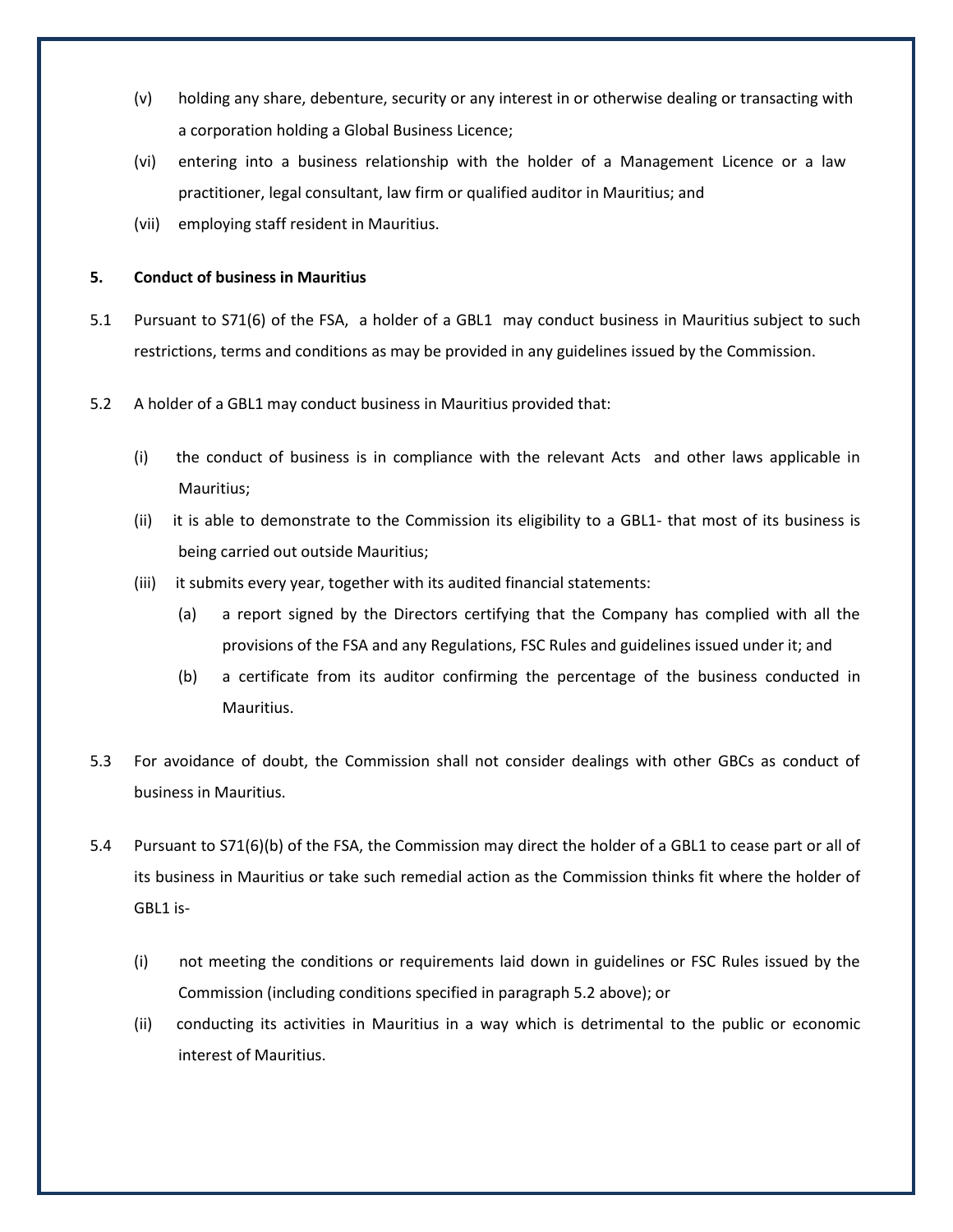(v) holding any share, debenture, security or any interest in or otherwise dealing or transacting with a corporation holding a Global Business Licence;

(vi) entering into a business relationship with the holder of a Management Licence or a law practitioner, legal consultant, law firm or qualified auditor in Mauritius; and

(vii) employing staff resident in Mauritius.

**5. Conduct of business in Mauritius**

5.1 Pursuant to S71(6) of the FSA, a holder of a GBL1 may conduct business in Mauritius subject to such restrictions, terms and conditions as may be provided in any guidelines issued by the Commission.

5.2 A holder of a GBL1 may conduct business in Mauritius provided that:

(i) the conduct of business is in compliance with the relevant Acts and other laws applicable in Mauritius;

(ii) it is able to demonstrate to the Commission its eligibility to a GBL1- that most of its business is being carried out outside Mauritius;

(iii) it submits every year, together with its audited financial statements:

(a) a report signed by the Directors certifying that the Company has complied with all the provisions of the FSA and any Regulations, FSC Rules and guidelines issued under it; and

(b) a certificate from its auditor confirming the percentage of the business conducted in Mauritius.

5.3 For avoidance of doubt, the Commission shall not consider dealings with other GBCs as conduct of business in Mauritius.

5.4 Pursuant to S71(6)(b) of the FSA, the Commission may direct the holder of a GBL1 to cease part or all of its business in Mauritius or take such remedial action as the Commission thinks fit where the holder of GBL1 is-

(i) not meeting the conditions or requirements laid down in guidelines or FSC Rules issued by the Commission (including conditions specified in paragraph 5.2 above); or

(ii) conducting its activities in Mauritius in a way which is detrimental to the public or economic interest of Mauritius.